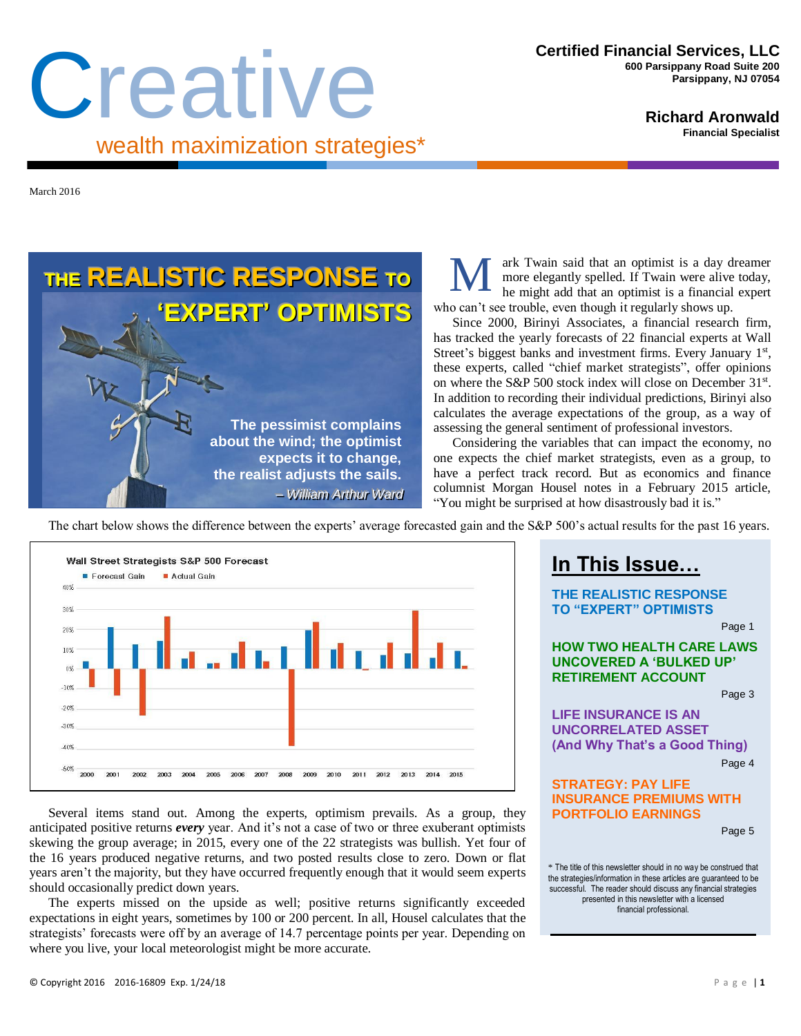# Creative

wealth maximization strategies*

**Certified Financial Services, LLC**
600 Parsippany Road Suite 200
Parsippany, NJ 07054

**Richard Aronwald**
Financial Specialist

March 2016

## THE REALISTIC RESPONSE TO 'EXPERT' OPTIMISTS

The pessimist complains about the wind; the optimist expects it to change, the realist adjusts the sails.
*– William Arthur Ward*

Mark Twain said that an optimist is a day dreamer more elegantly spelled. If Twain were alive today, he might add that an optimist is a financial expert who can't see trouble, even though it regularly shows up.

Since 2000, Birinyi Associates, a financial research firm, has tracked the yearly forecasts of 22 financial experts at Wall Street's biggest banks and investment firms. Every January 1st, these experts, called "chief market strategists", offer opinions on where the S&P 500 stock index will close on December 31st. In addition to recording their individual predictions, Birinyi also calculates the average expectations of the group, as a way of assessing the general sentiment of professional investors.

Considering the variables that can impact the economy, no one expects the chief market strategists, even as a group, to have a perfect track record. But as economics and finance columnist Morgan Housel notes in a February 2015 article, "You might be surprised at how disastrously bad it is."

The chart below shows the difference between the experts' average forecasted gain and the S&P 500's actual results for the past 16 years.

**Wall Street Strategists S&P 500 Forecast**

Forecast Gain / Actual Gain (2000–2015)

Several items stand out. Among the experts, optimism prevails. As a group, they anticipated positive returns ***every*** year. And it's not a case of two or three exuberant optimists skewing the group average; in 2015, every one of the 22 strategists was bullish. Yet four of the 16 years produced negative returns, and two posted results close to zero. Down or flat years aren't the majority, but they have occurred frequently enough that it would seem experts should occasionally predict down years.

The experts missed on the upside as well; positive returns significantly exceeded expectations in eight years, sometimes by 100 or 200 percent. In all, Housel calculates that the strategists' forecasts were off by an average of 14.7 percentage points per year. Depending on where you live, your local meteorologist might be more accurate.

## In This Issue…

**THE REALISTIC RESPONSE TO "EXPERT" OPTIMISTS** — Page 1

**HOW TWO HEALTH CARE LAWS UNCOVERED A 'BULKED UP' RETIREMENT ACCOUNT** — Page 3

**LIFE INSURANCE IS AN UNCORRELATED ASSET (And Why That's a Good Thing)** — Page 4

**STRATEGY: PAY LIFE INSURANCE PREMIUMS WITH PORTFOLIO EARNINGS** — Page 5

* The title of this newsletter should in no way be construed that the strategies/information in these articles are guaranteed to be successful. The reader should discuss any financial strategies presented in this newsletter with a licensed financial professional.

© Copyright 2016 2016-16809 Exp. 1/24/18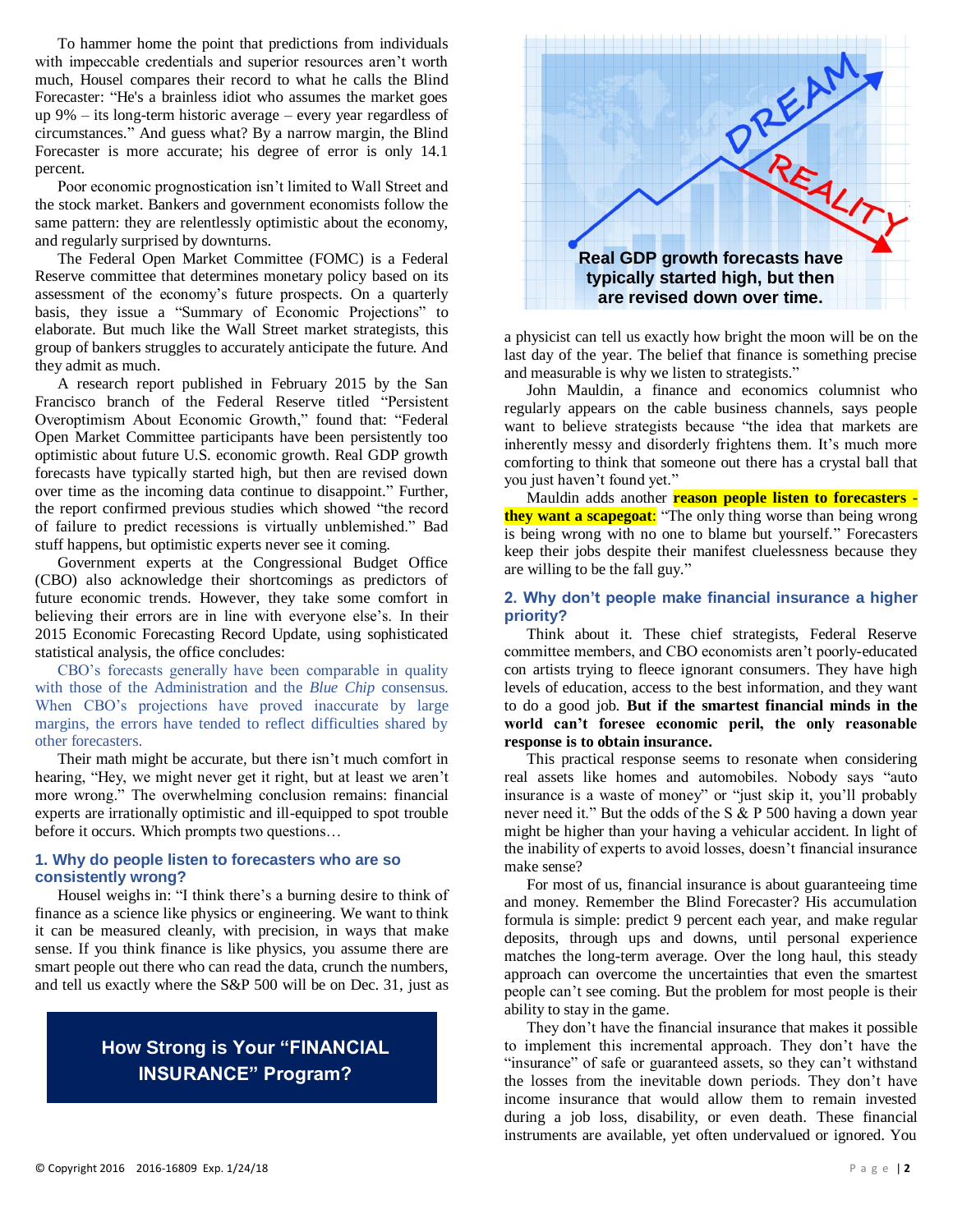To hammer home the point that predictions from individuals with impeccable credentials and superior resources aren't worth much, Housel compares their record to what he calls the Blind Forecaster: "He's a brainless idiot who assumes the market goes up 9% – its long-term historic average – every year regardless of circumstances." And guess what? By a narrow margin, the Blind Forecaster is more accurate; his degree of error is only 14.1 percent.

Poor economic prognostication isn't limited to Wall Street and the stock market. Bankers and government economists follow the same pattern: they are relentlessly optimistic about the economy, and regularly surprised by downturns.

The Federal Open Market Committee (FOMC) is a Federal Reserve committee that determines monetary policy based on its assessment of the economy's future prospects. On a quarterly basis, they issue a "Summary of Economic Projections" to elaborate. But much like the Wall Street market strategists, this group of bankers struggles to accurately anticipate the future. And they admit as much.

A research report published in February 2015 by the San Francisco branch of the Federal Reserve titled "Persistent Overoptimism About Economic Growth," found that: "Federal Open Market Committee participants have been persistently too optimistic about future U.S. economic growth. Real GDP growth forecasts have typically started high, but then are revised down over time as the incoming data continue to disappoint." Further, the report confirmed previous studies which showed "the record of failure to predict recessions is virtually unblemished." Bad stuff happens, but optimistic experts never see it coming.

Government experts at the Congressional Budget Office (CBO) also acknowledge their shortcomings as predictors of future economic trends. However, they take some comfort in believing their errors are in line with everyone else's. In their 2015 Economic Forecasting Record Update, using sophisticated statistical analysis, the office concludes:

> CBO's forecasts generally have been comparable in quality with those of the Administration and the *Blue Chip* consensus. When CBO's projections have proved inaccurate by large margins, the errors have tended to reflect difficulties shared by other forecasters.

Their math might be accurate, but there isn't much comfort in hearing, "Hey, we might never get it right, but at least we aren't more wrong." The overwhelming conclusion remains: financial experts are irrationally optimistic and ill-equipped to spot trouble before it occurs. Which prompts two questions…

### 1. Why do people listen to forecasters who are so consistently wrong?

Housel weighs in: "I think there's a burning desire to think of finance as a science like physics or engineering. We want to think it can be measured cleanly, with precision, in ways that make sense. If you think finance is like physics, you assume there are smart people out there who can read the data, crunch the numbers, and tell us exactly where the S&P 500 will be on Dec. 31, just as a physicist can tell us exactly how bright the moon will be on the last day of the year. The belief that finance is something precise and measurable is why we listen to strategists."

**How Strong is Your "FINANCIAL INSURANCE" Program?**

DREAM / REALITY

Real GDP growth forecasts have typically started high, but then are revised down over time.

John Mauldin, a finance and economics columnist who regularly appears on the cable business channels, says people want to believe strategists because "the idea that markets are inherently messy and disorderly frightens them. It's much more comforting to think that someone out there has a crystal ball that you just haven't found yet."

Mauldin adds another **reason people listen to forecasters - they want a scapegoat**: "The only thing worse than being wrong is being wrong with no one to blame but yourself." Forecasters keep their jobs despite their manifest cluelessness because they are willing to be the fall guy."

### 2. Why don't people make financial insurance a higher priority?

Think about it. These chief strategists, Federal Reserve committee members, and CBO economists aren't poorly-educated con artists trying to fleece ignorant consumers. They have high levels of education, access to the best information, and they want to do a good job. **But if the smartest financial minds in the world can't foresee economic peril, the only reasonable response is to obtain insurance.**

This practical response seems to resonate when considering real assets like homes and automobiles. Nobody says "auto insurance is a waste of money" or "just skip it, you'll probably never need it." But the odds of the S & P 500 having a down year might be higher than your having a vehicular accident. In light of the inability of experts to avoid losses, doesn't financial insurance make sense?

For most of us, financial insurance is about guaranteeing time and money. Remember the Blind Forecaster? His accumulation formula is simple: predict 9 percent each year, and make regular deposits, through ups and downs, until personal experience matches the long-term average. Over the long haul, this steady approach can overcome the uncertainties that even the smartest people can't see coming. But the problem for most people is their ability to stay in the game.

They don't have the financial insurance that makes it possible to implement this incremental approach. They don't have the "insurance" of safe or guaranteed assets, so they can't withstand the losses from the inevitable down periods. They don't have income insurance that would allow them to remain invested during a job loss, disability, or even death. These financial instruments are available, yet often undervalued or ignored. You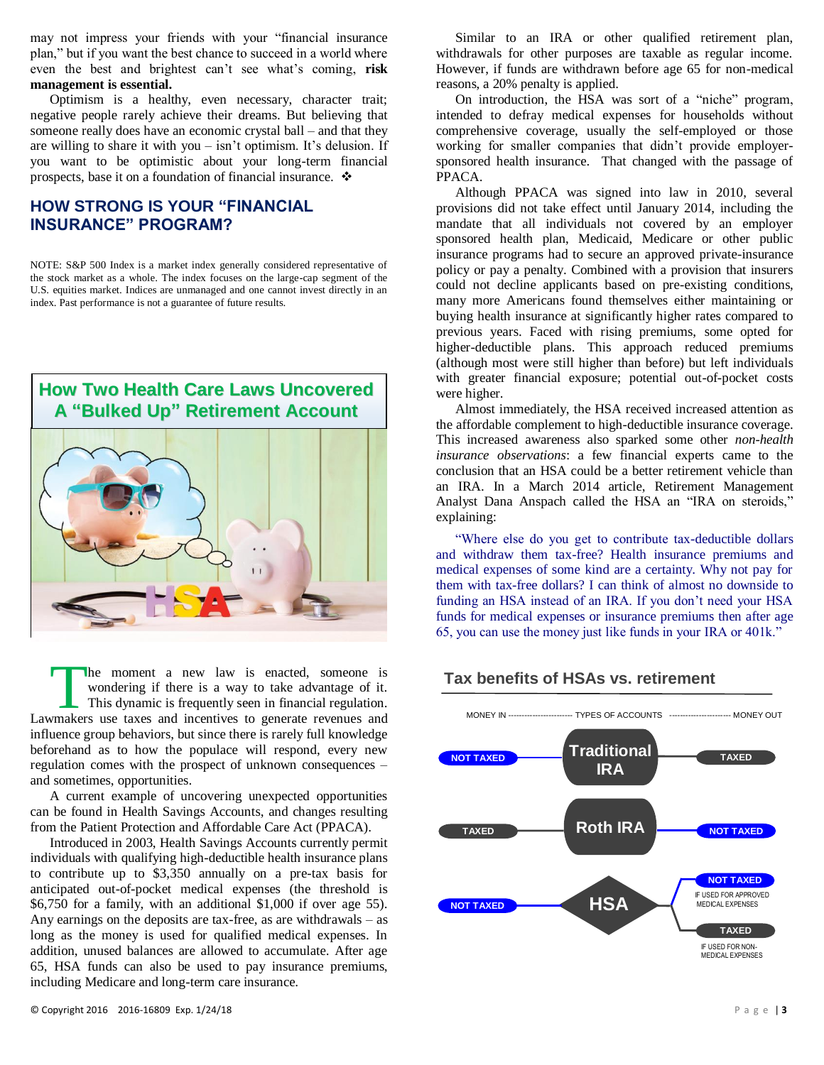may not impress your friends with your "financial insurance plan," but if you want the best chance to succeed in a world where even the best and brightest can't see what's coming, **risk management is essential.**

Optimism is a healthy, even necessary, character trait; negative people rarely achieve their dreams. But believing that someone really does have an economic crystal ball – and that they are willing to share it with you – isn't optimism. It's delusion. If you want to be optimistic about your long-term financial prospects, base it on a foundation of financial insurance. ❖

## HOW STRONG IS YOUR "FINANCIAL INSURANCE" PROGRAM?

NOTE: S&P 500 Index is a market index generally considered representative of the stock market as a whole. The index focuses on the large-cap segment of the U.S. equities market. Indices are unmanaged and one cannot invest directly in an index. Past performance is not a guarantee of future results.

## How Two Health Care Laws Uncovered A "Bulked Up" Retirement Account

The moment a new law is enacted, someone is wondering if there is a way to take advantage of it. This dynamic is frequently seen in financial regulation. Lawmakers use taxes and incentives to generate revenues and influence group behaviors, but since there is rarely full knowledge beforehand as to how the populace will respond, every new regulation comes with the prospect of unknown consequences – and sometimes, opportunities.

A current example of uncovering unexpected opportunities can be found in Health Savings Accounts, and changes resulting from the Patient Protection and Affordable Care Act (PPACA).

Introduced in 2003, Health Savings Accounts currently permit individuals with qualifying high-deductible health insurance plans to contribute up to $3,350 annually on a pre-tax basis for anticipated out-of-pocket medical expenses (the threshold is $6,750 for a family, with an additional $1,000 if over age 55). Any earnings on the deposits are tax-free, as are withdrawals – as long as the money is used for qualified medical expenses. In addition, unused balances are allowed to accumulate. After age 65, HSA funds can also be used to pay insurance premiums, including Medicare and long-term care insurance.

Similar to an IRA or other qualified retirement plan, withdrawals for other purposes are taxable as regular income. However, if funds are withdrawn before age 65 for non-medical reasons, a 20% penalty is applied.

On introduction, the HSA was sort of a "niche" program, intended to defray medical expenses for households without comprehensive coverage, usually the self-employed or those working for smaller companies that didn't provide employer-sponsored health insurance. That changed with the passage of PPACA.

Although PPACA was signed into law in 2010, several provisions did not take effect until January 2014, including the mandate that all individuals not covered by an employer sponsored health plan, Medicaid, Medicare or other public insurance programs had to secure an approved private-insurance policy or pay a penalty. Combined with a provision that insurers could not decline applicants based on pre-existing conditions, many more Americans found themselves either maintaining or buying health insurance at significantly higher rates compared to previous years. Faced with rising premiums, some opted for higher-deductible plans. This approach reduced premiums (although most were still higher than before) but left individuals with greater financial exposure; potential out-of-pocket costs were higher.

Almost immediately, the HSA received increased attention as the affordable complement to high-deductible insurance coverage. This increased awareness also sparked some other *non-health insurance observations*: a few financial experts came to the conclusion that an HSA could be a better retirement vehicle than an IRA. In a March 2014 article, Retirement Management Analyst Dana Anspach called the HSA an "IRA on steroids," explaining:

> "Where else do you get to contribute tax-deductible dollars and withdraw them tax-free? Health insurance premiums and medical expenses of some kind are a certainty. Why not pay for them with tax-free dollars? I can think of almost no downside to funding an HSA instead of an IRA. If you don't need your HSA funds for medical expenses or insurance premiums then after age 65, you can use the money just like funds in your IRA or 401k."

### Tax benefits of HSAs vs. retirement

| MONEY IN | TYPES OF ACCOUNTS | MONEY OUT |
|---|---|---|
| NOT TAXED | Traditional IRA | TAXED |
| TAXED | Roth IRA | NOT TAXED |
| NOT TAXED | HSA | NOT TAXED (IF USED FOR APPROVED MEDICAL EXPENSES); TAXED (IF USED FOR NON-MEDICAL EXPENSES) |

© Copyright 2016 2016-16809 Exp. 1/24/18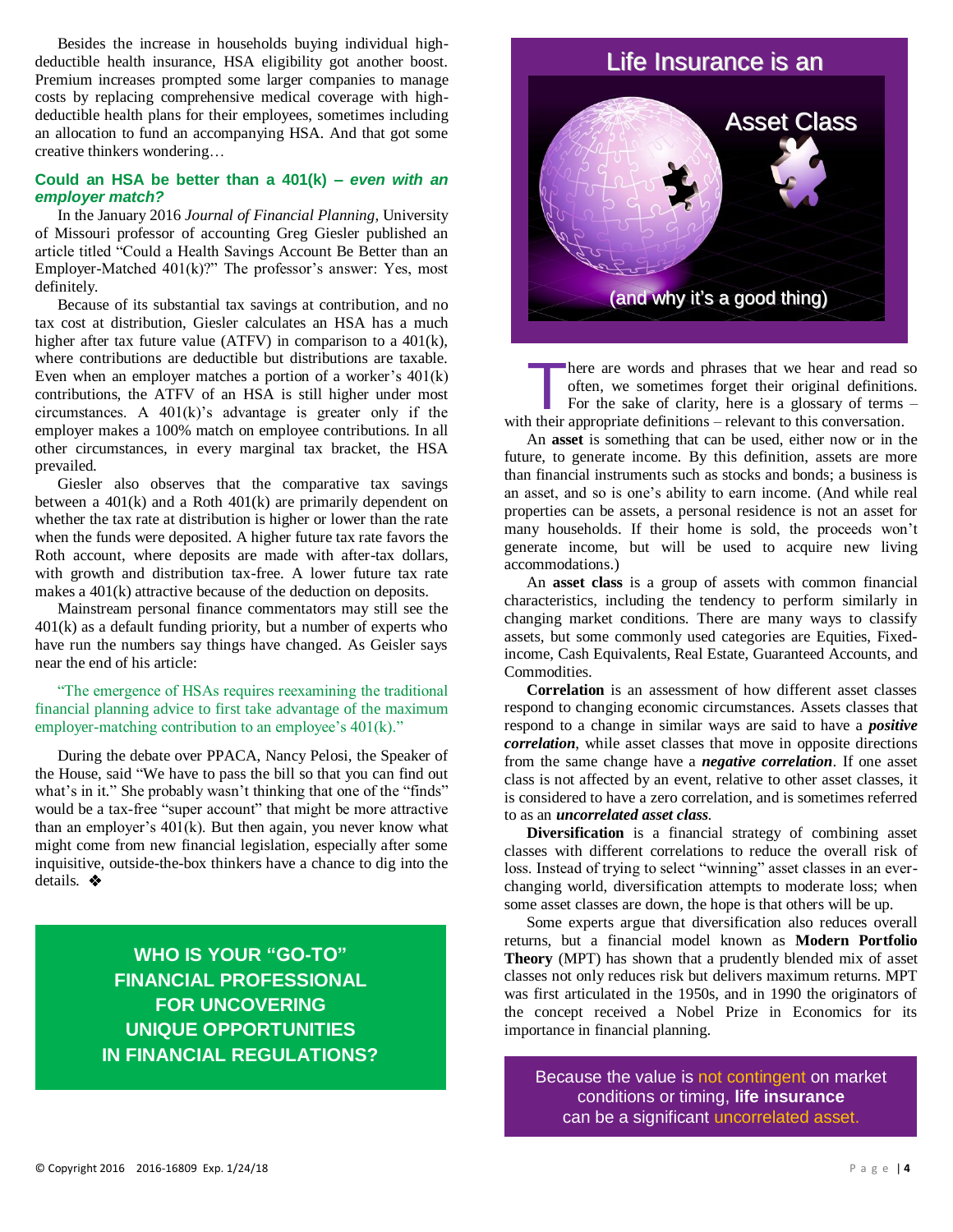Besides the increase in households buying individual high-deductible health insurance, HSA eligibility got another boost. Premium increases prompted some larger companies to manage costs by replacing comprehensive medical coverage with high-deductible health plans for their employees, sometimes including an allocation to fund an accompanying HSA. And that got some creative thinkers wondering…

### Could an HSA be better than a 401(k) – *even with an employer match?*

In the January 2016 *Journal of Financial Planning*, University of Missouri professor of accounting Greg Giesler published an article titled "Could a Health Savings Account Be Better than an Employer-Matched 401(k)?" The professor's answer: Yes, most definitely.

Because of its substantial tax savings at contribution, and no tax cost at distribution, Giesler calculates an HSA has a much higher after tax future value (ATFV) in comparison to a 401(k), where contributions are deductible but distributions are taxable. Even when an employer matches a portion of a worker's 401(k) contributions, the ATFV of an HSA is still higher under most circumstances. A 401(k)'s advantage is greater only if the employer makes a 100% match on employee contributions. In all other circumstances, in every marginal tax bracket, the HSA prevailed.

Giesler also observes that the comparative tax savings between a 401(k) and a Roth 401(k) are primarily dependent on whether the tax rate at distribution is higher or lower than the rate when the funds were deposited. A higher future tax rate favors the Roth account, where deposits are made with after-tax dollars, with growth and distribution tax-free. A lower future tax rate makes a 401(k) attractive because of the deduction on deposits.

Mainstream personal finance commentators may still see the 401(k) as a default funding priority, but a number of experts who have run the numbers say things have changed. As Geisler says near the end of his article:

> "The emergence of HSAs requires reexamining the traditional financial planning advice to first take advantage of the maximum employer-matching contribution to an employee's 401(k)."

During the debate over PPACA, Nancy Pelosi, the Speaker of the House, said "We have to pass the bill so that you can find out what's in it." She probably wasn't thinking that one of the "finds" would be a tax-free "super account" that might be more attractive than an employer's 401(k). But then again, you never know what might come from new financial legislation, especially after some inquisitive, outside-the-box thinkers have a chance to dig into the details. ❖

**WHO IS YOUR "GO-TO" FINANCIAL PROFESSIONAL FOR UNCOVERING UNIQUE OPPORTUNITIES IN FINANCIAL REGULATIONS?**

## Life Insurance is an Asset Class (and why it's a good thing)

There are words and phrases that we hear and read so often, we sometimes forget their original definitions. For the sake of clarity, here is a glossary of terms – with their appropriate definitions – relevant to this conversation.

An **asset** is something that can be used, either now or in the future, to generate income. By this definition, assets are more than financial instruments such as stocks and bonds; a business is an asset, and so is one's ability to earn income. (And while real properties can be assets, a personal residence is not an asset for many households. If their home is sold, the proceeds won't generate income, but will be used to acquire new living accommodations.)

An **asset class** is a group of assets with common financial characteristics, including the tendency to perform similarly in changing market conditions. There are many ways to classify assets, but some commonly used categories are Equities, Fixed-income, Cash Equivalents, Real Estate, Guaranteed Accounts, and Commodities.

**Correlation** is an assessment of how different asset classes respond to changing economic circumstances. Assets classes that respond to a change in similar ways are said to have a ***positive correlation***, while asset classes that move in opposite directions from the same change have a ***negative correlation***. If one asset class is not affected by an event, relative to other asset classes, it is considered to have a zero correlation, and is sometimes referred to as an ***uncorrelated asset class***.

**Diversification** is a financial strategy of combining asset classes with different correlations to reduce the overall risk of loss. Instead of trying to select "winning" asset classes in an ever-changing world, diversification attempts to moderate loss; when some asset classes are down, the hope is that others will be up.

Some experts argue that diversification also reduces overall returns, but a financial model known as **Modern Portfolio Theory** (MPT) has shown that a prudently blended mix of asset classes not only reduces risk but delivers maximum returns. MPT was first articulated in the 1950s, and in 1990 the originators of the concept received a Nobel Prize in Economics for its importance in financial planning.

Because the value is not contingent on market conditions or timing, **life insurance** can be a significant uncorrelated asset.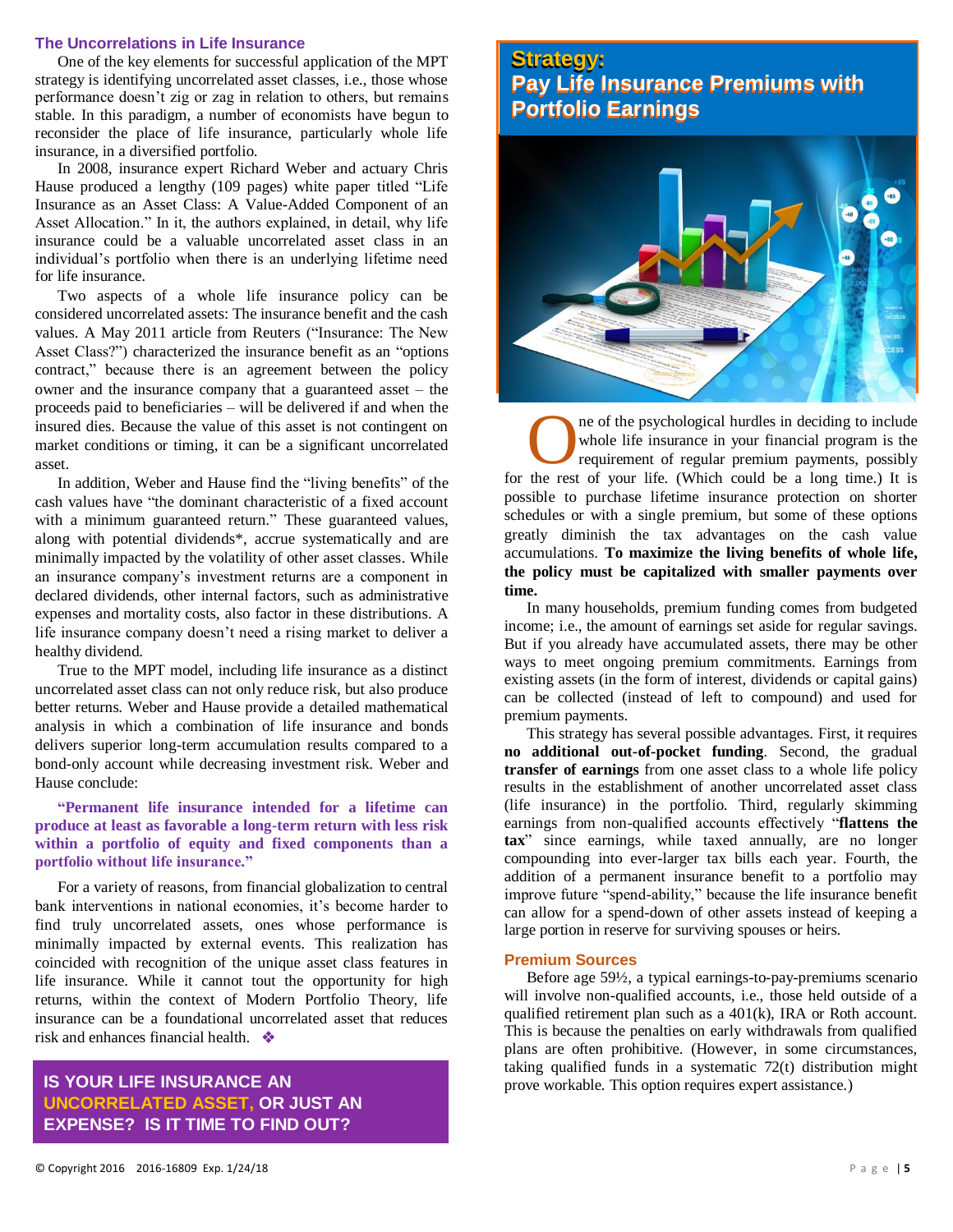## The Uncorrelations in Life Insurance

One of the key elements for successful application of the MPT strategy is identifying uncorrelated asset classes, i.e., those whose performance doesn't zig or zag in relation to others, but remains stable. In this paradigm, a number of economists have begun to reconsider the place of life insurance, particularly whole life insurance, in a diversified portfolio.

In 2008, insurance expert Richard Weber and actuary Chris Hause produced a lengthy (109 pages) white paper titled "Life Insurance as an Asset Class: A Value-Added Component of an Asset Allocation." In it, the authors explained, in detail, why life insurance could be a valuable uncorrelated asset class in an individual's portfolio when there is an underlying lifetime need for life insurance.

Two aspects of a whole life insurance policy can be considered uncorrelated assets: The insurance benefit and the cash values. A May 2011 article from Reuters ("Insurance: The New Asset Class?") characterized the insurance benefit as an "options contract," because there is an agreement between the policy owner and the insurance company that a guaranteed asset – the proceeds paid to beneficiaries – will be delivered if and when the insured dies. Because the value of this asset is not contingent on market conditions or timing, it can be a significant uncorrelated asset.

In addition, Weber and Hause find the "living benefits" of the cash values have "the dominant characteristic of a fixed account with a minimum guaranteed return." These guaranteed values, along with potential dividends*, accrue systematically and are minimally impacted by the volatility of other asset classes. While an insurance company's investment returns are a component in declared dividends, other internal factors, such as administrative expenses and mortality costs, also factor in these distributions. A life insurance company doesn't need a rising market to deliver a healthy dividend.

True to the MPT model, including life insurance as a distinct uncorrelated asset class can not only reduce risk, but also produce better returns. Weber and Hause provide a detailed mathematical analysis in which a combination of life insurance and bonds delivers superior long-term accumulation results compared to a bond-only account while decreasing investment risk. Weber and Hause conclude:

> **"Permanent life insurance intended for a lifetime can produce at least as favorable a long-term return with less risk within a portfolio of equity and fixed components than a portfolio without life insurance."**

For a variety of reasons, from financial globalization to central bank interventions in national economies, it's become harder to find truly uncorrelated assets, ones whose performance is minimally impacted by external events. This realization has coincided with recognition of the unique asset class features in life insurance. While it cannot tout the opportunity for high returns, within the context of Modern Portfolio Theory, life insurance can be a foundational uncorrelated asset that reduces risk and enhances financial health. ❖

**IS YOUR LIFE INSURANCE AN UNCORRELATED ASSET, OR JUST AN EXPENSE? IS IT TIME TO FIND OUT?**

## Strategy: Pay Life Insurance Premiums with Portfolio Earnings

One of the psychological hurdles in deciding to include whole life insurance in your financial program is the requirement of regular premium payments, possibly for the rest of your life. (Which could be a long time.) It is possible to purchase lifetime insurance protection on shorter schedules or with a single premium, but some of these options greatly diminish the tax advantages on the cash value accumulations. **To maximize the living benefits of whole life, the policy must be capitalized with smaller payments over time.**

In many households, premium funding comes from budgeted income; i.e., the amount of earnings set aside for regular savings. But if you already have accumulated assets, there may be other ways to meet ongoing premium commitments. Earnings from existing assets (in the form of interest, dividends or capital gains) can be collected (instead of left to compound) and used for premium payments.

This strategy has several possible advantages. First, it requires **no additional out-of-pocket funding**. Second, the gradual **transfer of earnings** from one asset class to a whole life policy results in the establishment of another uncorrelated asset class (life insurance) in the portfolio. Third, regularly skimming earnings from non-qualified accounts effectively "**flattens the tax**" since earnings, while taxed annually, are no longer compounding into ever-larger tax bills each year. Fourth, the addition of a permanent insurance benefit to a portfolio may improve future "spend-ability," because the life insurance benefit can allow for a spend-down of other assets instead of keeping a large portion in reserve for surviving spouses or heirs.

### Premium Sources

Before age 59½, a typical earnings-to-pay-premiums scenario will involve non-qualified accounts, i.e., those held outside of a qualified retirement plan such as a 401(k), IRA or Roth account. This is because the penalties on early withdrawals from qualified plans are often prohibitive. (However, in some circumstances, taking qualified funds in a systematic 72(t) distribution might prove workable. This option requires expert assistance.)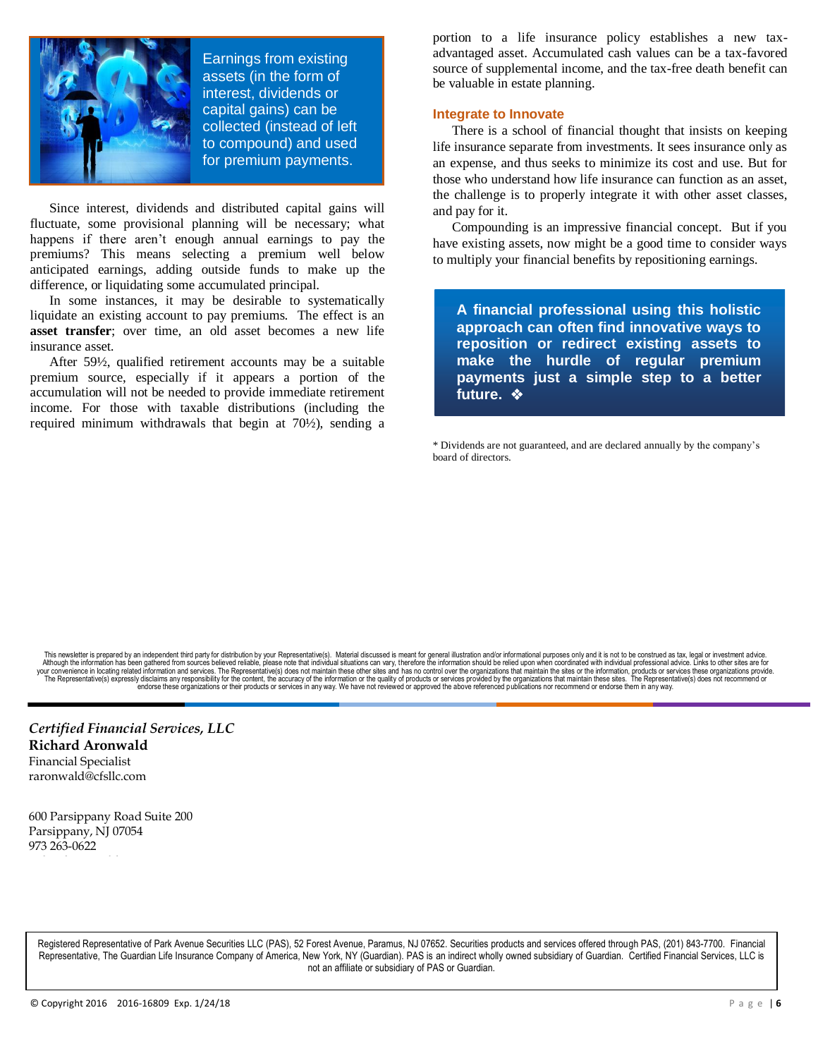Earnings from existing assets (in the form of interest, dividends or capital gains) can be collected (instead of left to compound) and used for premium payments.

Since interest, dividends and distributed capital gains will fluctuate, some provisional planning will be necessary; what happens if there aren't enough annual earnings to pay the premiums? This means selecting a premium well below anticipated earnings, adding outside funds to make up the difference, or liquidating some accumulated principal.

In some instances, it may be desirable to systematically liquidate an existing account to pay premiums. The effect is an **asset transfer**; over time, an old asset becomes a new life insurance asset.

After 59½, qualified retirement accounts may be a suitable premium source, especially if it appears a portion of the accumulation will not be needed to provide immediate retirement income. For those with taxable distributions (including the required minimum withdrawals that begin at 70½), sending a portion to a life insurance policy establishes a new tax-advantaged asset. Accumulated cash values can be a tax-favored source of supplemental income, and the tax-free death benefit can be valuable in estate planning.

### Integrate to Innovate

There is a school of financial thought that insists on keeping life insurance separate from investments. It sees insurance only as an expense, and thus seeks to minimize its cost and use. But for those who understand how life insurance can function as an asset, the challenge is to properly integrate it with other asset classes, and pay for it.

Compounding is an impressive financial concept. But if you have existing assets, now might be a good time to consider ways to multiply your financial benefits by repositioning earnings.

**A financial professional using this holistic approach can often find innovative ways to reposition or redirect existing assets to make the hurdle of regular premium payments just a simple step to a better future. ❖**

\* Dividends are not guaranteed, and are declared annually by the company's board of directors.

This newsletter is prepared by an independent third party for distribution by your Representative(s). Material discussed is meant for general illustration and/or informational purposes only and it is not to be construed as tax, legal or investment advice. Although the information has been gathered from sources believed reliable, please note that individual situations can vary, therefore the information should be relied upon when coordinated with individual professional advice. Links to other sites are for your convenience in locating related information and services. The Representative(s) does not maintain these other sites and has no control over the organizations that maintain the sites or the information, products or services these organizations provide. The Representative(s) expressly disclaims any responsibility for the content, the accuracy of the information or the quality of products or services provided by the organizations that maintain these sites. The Representative(s) does not recommend or endorse these organizations or their products or services in any way. We have not reviewed or approved the above referenced publications nor recommend or endorse them in any way.

*Certified Financial Services, LLC*
**Richard Aronwald**
Financial Specialist
raronwald@cfsllc.com

600 Parsippany Road Suite 200
Parsippany, NJ 07054
973 263-0622

Registered Representative of Park Avenue Securities LLC (PAS), 52 Forest Avenue, Paramus, NJ 07652. Securities products and services offered through PAS, (201) 843-7700. Financial Representative, The Guardian Life Insurance Company of America, New York, NY (Guardian). PAS is an indirect wholly owned subsidiary of Guardian. Certified Financial Services, LLC is not an affiliate or subsidiary of PAS or Guardian.

© Copyright 2016 2016-16809 Exp. 1/24/18